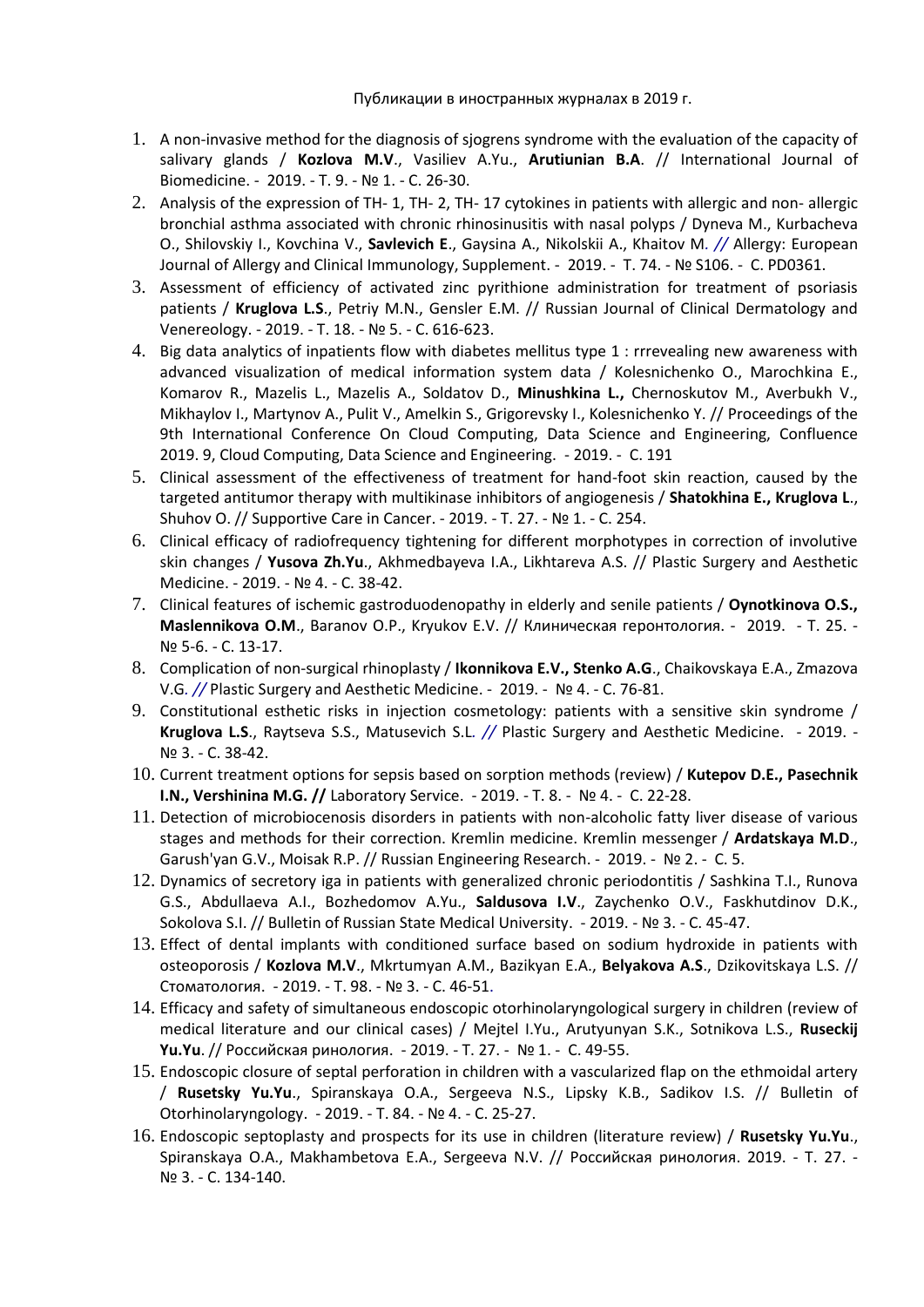Публикации в иностранных журналах в 2019 г.

1. A non-invasive method for the diagnosis of sjogrens syndrome with the evaluation of the capacity of salivary glands / **Kozlova M.V**., Vasiliev A.Yu., **Arutiunian B.A**. // International Journal of Biomedicine. - 2019. - Т. 9. - № 1. - С. 26-30.
2. Analysis of the expression of TH- 1, TH- 2, TH- 17 cytokines in patients with allergic and non- allergic bronchial asthma associated with chronic rhinosinusitis with nasal polyps / Dyneva M., Kurbacheva O., Shilovskiy I., Kovchina V., **Savlevich E**., Gaysina A., Nikolskii A., Khaitov M. // Allergy: European Journal of Allergy and Clinical Immunology, Supplement. - 2019. - Т. 74. - № S106. - С. PD0361.
3. Assessment of efficiency of activated zinc pyrithione administration for treatment of psoriasis patients / **Kruglova L.S**., Petriy M.N., Gensler E.M. // Russian Journal of Clinical Dermatology and Venereology. - 2019. - Т. 18. - № 5. - С. 616-623.
4. Big data analytics of inpatients flow with diabetes mellitus type 1 : rrrevealing new awareness with advanced visualization of medical information system data / Kolesnichenko O., Marochkina E., Komarov R., Mazelis L., Mazelis A., Soldatov D., **Minushkina L.,** Chernoskutov M., Averbukh V., Mikhaylov I., Martynov A., Pulit V., Amelkin S., Grigorevsky I., Kolesnichenko Y. // Proceedings of the 9th International Conference On Cloud Computing, Data Science and Engineering, Confluence 2019. 9, Cloud Computing, Data Science and Engineering. - 2019. - С. 191
5. Clinical assessment of the effectiveness of treatment for hand-foot skin reaction, caused by the targeted antitumor therapy with multikinase inhibitors of angiogenesis / **Shatokhina E., Kruglova L**., Shuhov O. // Supportive Care in Cancer. - 2019. - Т. 27. - № 1. - С. 254.
6. Clinical efficacy of radiofrequency tightening for different morphotypes in correction of involutive skin changes / **Yusova Zh.Yu**., Akhmedbayeva I.A., Likhtareva A.S. // Plastic Surgery and Aesthetic Medicine. - 2019. - № 4. - С. 38-42.
7. Clinical features of ischemic gastroduodenopathy in elderly and senile patients / **Oynotkinova O.S., Maslennikova O.M**., Baranov O.P., Kryukov E.V. // Клиническая геронтология. - 2019. - Т. 25. - № 5-6. - С. 13-17.
8. Complication of non-surgical rhinoplasty / **Ikonnikova E.V., Stenko A.G**., Chaikovskaya E.A., Zmazova V.G. // Plastic Surgery and Aesthetic Medicine. - 2019. - № 4. - С. 76-81.
9. Constitutional esthetic risks in injection cosmetology: patients with a sensitive skin syndrome / **Kruglova L.S**., Raytseva S.S., Matusevich S.L. // Plastic Surgery and Aesthetic Medicine. - 2019. - № 3. - С. 38-42.
10. Current treatment options for sepsis based on sorption methods (review) / **Kutepov D.E., Pasechnik I.N., Vershinina M.G. //** Laboratory Service. - 2019. - Т. 8. - № 4. - С. 22-28.
11. Detection of microbiocenosis disorders in patients with non-alcoholic fatty liver disease of various stages and methods for their correction. Kremlin medicine. Kremlin messenger / **Ardatskaya M.D**., Garush'yan G.V., Moisak R.P. // Russian Engineering Research. - 2019. - № 2. - С. 5.
12. Dynamics of secretory iga in patients with generalized chronic periodontitis / Sashkina T.I., Runova G.S., Abdullaeva A.I., Bozhedomov A.Yu., **Saldusova I.V**., Zaychenko O.V., Faskhutdinov D.K., Sokolova S.I. // Bulletin of Russian State Medical University. - 2019. - № 3. - С. 45-47.
13. Effect of dental implants with conditioned surface based on sodium hydroxide in patients with osteoporosis / **Kozlova M.V**., Mkrtumyan A.M., Bazikyan E.A., **Belyakova A.S**., Dzikovitskaya L.S. // Стоматология. - 2019. - Т. 98. - № 3. - С. 46-51.
14. Efficacy and safety of simultaneous endoscopic otorhinolaryngological surgery in children (review of medical literature and our clinical cases) / Mejtel I.Yu., Arutyunyan S.K., Sotnikova L.S., **Ruseckij Yu.Yu**. // Российская ринология. - 2019. - Т. 27. - № 1. - С. 49-55.
15. Endoscopic closure of septal perforation in children with a vascularized flap on the ethmoidal artery / **Rusetsky Yu.Yu**., Spiranskaya O.A., Sergeeva N.S., Lipsky K.B., Sadikov I.S. // Bulletin of Otorhinolaryngology. - 2019. - Т. 84. - № 4. - С. 25-27.
16. Endoscopic septoplasty and prospects for its use in children (literature review) / **Rusetsky Yu.Yu**., Spiranskaya O.A., Makhambetova E.A., Sergeeva N.V. // Российская ринология. 2019. - Т. 27. - № 3. - С. 134-140.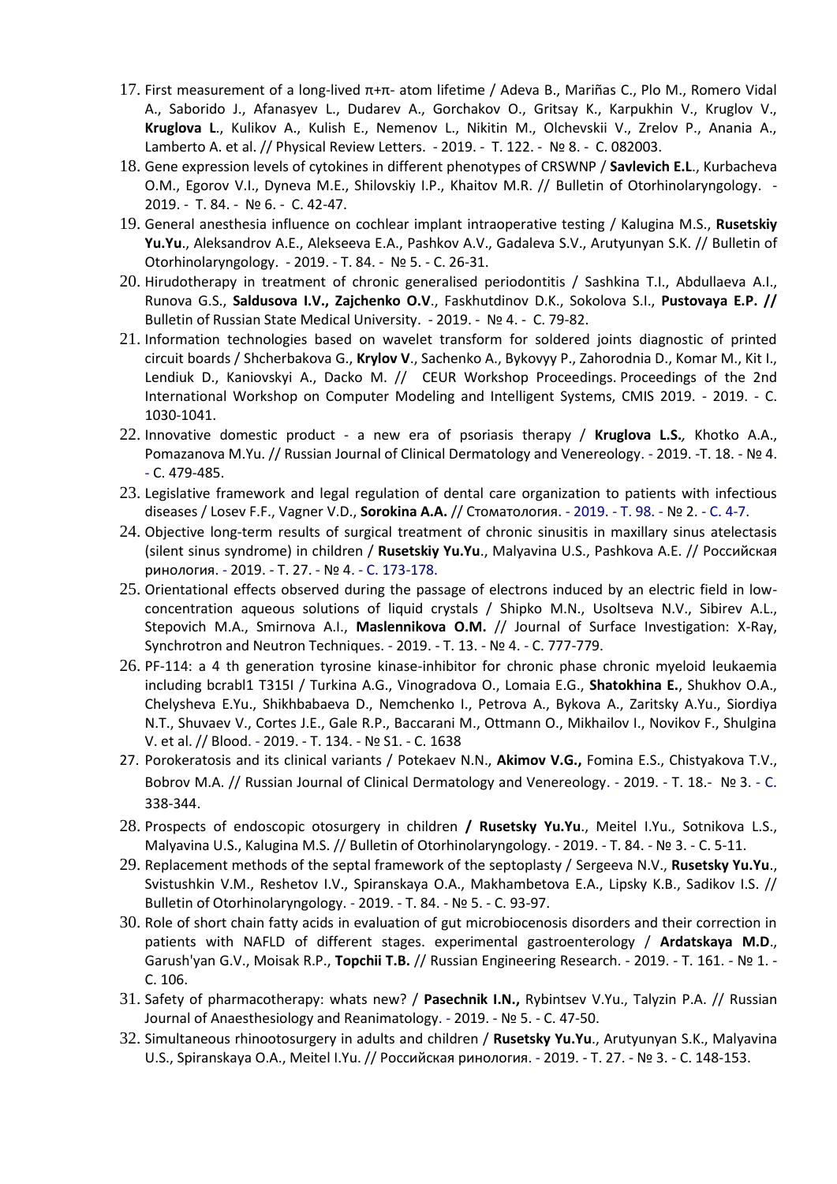17. First measurement of a long-lived π+π- atom lifetime / Adeva B., Mariñas C., Plo M., Romero Vidal A., Saborido J., Afanasyev L., Dudarev A., Gorchakov O., Gritsay K., Karpukhin V., Kruglov V., **Kruglova L**., Kulikov A., Kulish E., Nemenov L., Nikitin M., Olchevskii V., Zrelov P., Anania A., Lamberto A. et al. // Physical Review Letters. - 2019. - Т. 122. - № 8. - С. 082003.
18. Gene expression levels of cytokines in different phenotypes of CRSWNP / **Savlevich E.L**., Kurbacheva O.M., Egorov V.I., Dyneva M.E., Shilovskiy I.P., Khaitov M.R. // Bulletin of Otorhinolaryngology. - 2019. - Т. 84. - № 6. - С. 42-47.
19. General anesthesia influence on cochlear implant intraoperative testing / Kalugina M.S., **Rusetskiy Yu.Yu**., Aleksandrov A.E., Alekseeva E.A., Pashkov A.V., Gadaleva S.V., Arutyunyan S.K. // Bulletin of Otorhinolaryngology. - 2019. - Т. 84. - № 5. - С. 26-31.
20. Hirudotherapy in treatment of chronic generalised periodontitis / Sashkina T.I., Abdullaeva A.I., Runova G.S., **Saldusova I.V., Zajchenko O.V**., Faskhutdinov D.K., Sokolova S.I., **Pustovaya E.P. //** Bulletin of Russian State Medical University. - 2019. - № 4. - С. 79-82.
21. Information technologies based on wavelet transform for soldered joints diagnostic of printed circuit boards / Shcherbakova G., **Krylov V**., Sachenko A., Bykovyy P., Zahorodnia D., Komar M., Kit I., Lendiuk D., Kaniovskyi A., Dacko M. // CEUR Workshop Proceedings. Proceedings of the 2nd International Workshop on Computer Modeling and Intelligent Systems, CMIS 2019. - 2019. - С. 1030-1041.
22. Innovative domestic product - a new era of psoriasis therapy / **Kruglova L.S.**, Khotko A.A., Pomazanova M.Yu. // Russian Journal of Clinical Dermatology and Venereology. - 2019. -Т. 18. - № 4. - С. 479-485.
23. Legislative framework and legal regulation of dental care organization to patients with infectious diseases / Losev F.F., Vagner V.D., **Sorokina A.A.** // Стоматология. - 2019. - Т. 98. - № 2. - С. 4-7.
24. Objective long-term results of surgical treatment of chronic sinusitis in maxillary sinus atelectasis (silent sinus syndrome) in children / **Rusetskiy Yu.Yu**., Malyavina U.S., Pashkova A.E. // Российская ринология. - 2019. - Т. 27. - № 4. - С. 173-178.
25. Orientational effects observed during the passage of electrons induced by an electric field in low-concentration aqueous solutions of liquid crystals / Shipko M.N., Usoltseva N.V., Sibirev A.L., Stepovich M.A., Smirnova A.I., **Maslennikova O.M.** // Journal of Surface Investigation: X-Ray, Synchrotron and Neutron Techniques. - 2019. - Т. 13. - № 4. - С. 777-779.
26. PF-114: a 4 th generation tyrosine kinase-inhibitor for chronic phase chronic myeloid leukaemia including bcrabl1 T315I / Turkina A.G., Vinogradova O., Lomaia E.G., **Shatokhina E.**, Shukhov O.A., Chelysheva E.Yu., Shikhbabaeva D., Nemchenko I., Petrova A., Bykova A., Zaritsky A.Yu., Siordiya N.T., Shuvaev V., Cortes J.E., Gale R.P., Baccarani M., Ottmann O., Mikhailov I., Novikov F., Shulgina V. et al. // Blood. - 2019. - Т. 134. - № S1. - С. 1638
27. Porokeratosis and its clinical variants / Potekaev N.N., **Akimov V.G.,** Fomina E.S., Chistyakova T.V., Bobrov M.A. // Russian Journal of Clinical Dermatology and Venereology. - 2019. - Т. 18.- № 3. - С. 338-344.
28. Prospects of endoscopic otosurgery in children **/ Rusetsky Yu.Yu**., Meitel I.Yu., Sotnikova L.S., Malyavina U.S., Kalugina M.S. // Bulletin of Otorhinolaryngology. - 2019. - Т. 84. - № 3. - С. 5-11.
29. Replacement methods of the septal framework of the septoplasty / Sergeeva N.V., **Rusetsky Yu.Yu**., Svistushkin V.M., Reshetov I.V., Spiranskaya O.A., Makhambetova E.A., Lipsky K.B., Sadikov I.S. // Bulletin of Otorhinolaryngology. - 2019. - Т. 84. - № 5. - С. 93-97.
30. Role of short chain fatty acids in evaluation of gut microbiocenosis disorders and their correction in patients with NAFLD of different stages. experimental gastroenterology / **Ardatskaya M.D**., Garush'yan G.V., Moisak R.P., **Topchii T.B.** // Russian Engineering Research. - 2019. - Т. 161. - № 1. - С. 106.
31. Safety of pharmacotherapy: whats new? / **Pasechnik I.N.,** Rybintsev V.Yu., Talyzin P.A. // Russian Journal of Anaesthesiology and Reanimatology. - 2019. - № 5. - С. 47-50.
32. Simultaneous rhinootosurgery in adults and children / **Rusetsky Yu.Yu**., Arutyunyan S.K., Malyavina U.S., Spiranskaya O.A., Meitel I.Yu. // Российская ринология. - 2019. - Т. 27. - № 3. - С. 148-153.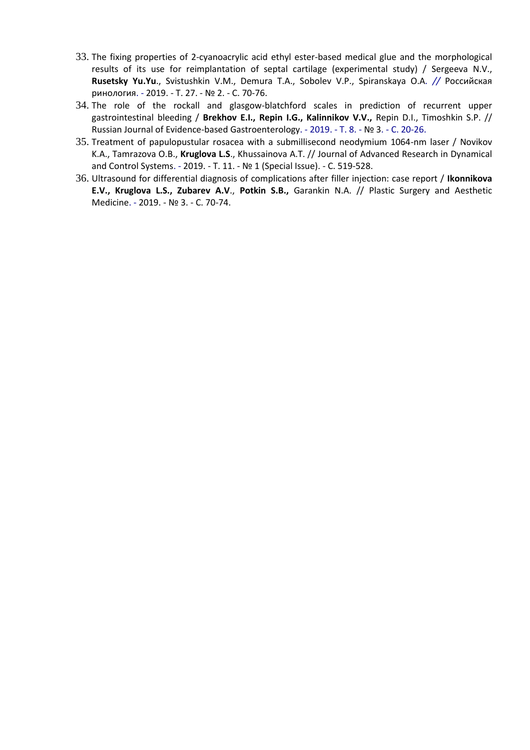33. The fixing properties of 2-cyanoacrylic acid ethyl ester-based medical glue and the morphological results of its use for reimplantation of septal cartilage (experimental study) / Sergeeva N.V., **Rusetsky Yu.Yu**., Svistushkin V.M., Demura T.A., Sobolev V.P., Spiranskaya O.A. // Российская ринология. - 2019. - Т. 27. - № 2. - С. 70-76.
34. The role of the rockall and glasgow-blatchford scales in prediction of recurrent upper gastrointestinal bleeding / **Brekhov E.I., Repin I.G., Kalinnikov V.V.,** Repin D.I., Timoshkin S.P. // Russian Journal of Evidence-based Gastroenterology. - 2019. - Т. 8. - № 3. - С. 20-26.
35. Treatment of papulopustular rosacea with a submillisecond neodymium 1064-nm laser / Novikov K.A., Tamrazova O.B., **Kruglova L.S**., Khussainova A.T. // Journal of Advanced Research in Dynamical and Control Systems. - 2019. - Т. 11. - № 1 (Special Issue). - С. 519-528.
36. Ultrasound for differential diagnosis of complications after filler injection: case report / **Ikonnikova E.V., Kruglova L.S., Zubarev A.V**., **Potkin S.B.,** Garankin N.A. // Plastic Surgery and Aesthetic Medicine. - 2019. - № 3. - С. 70-74.